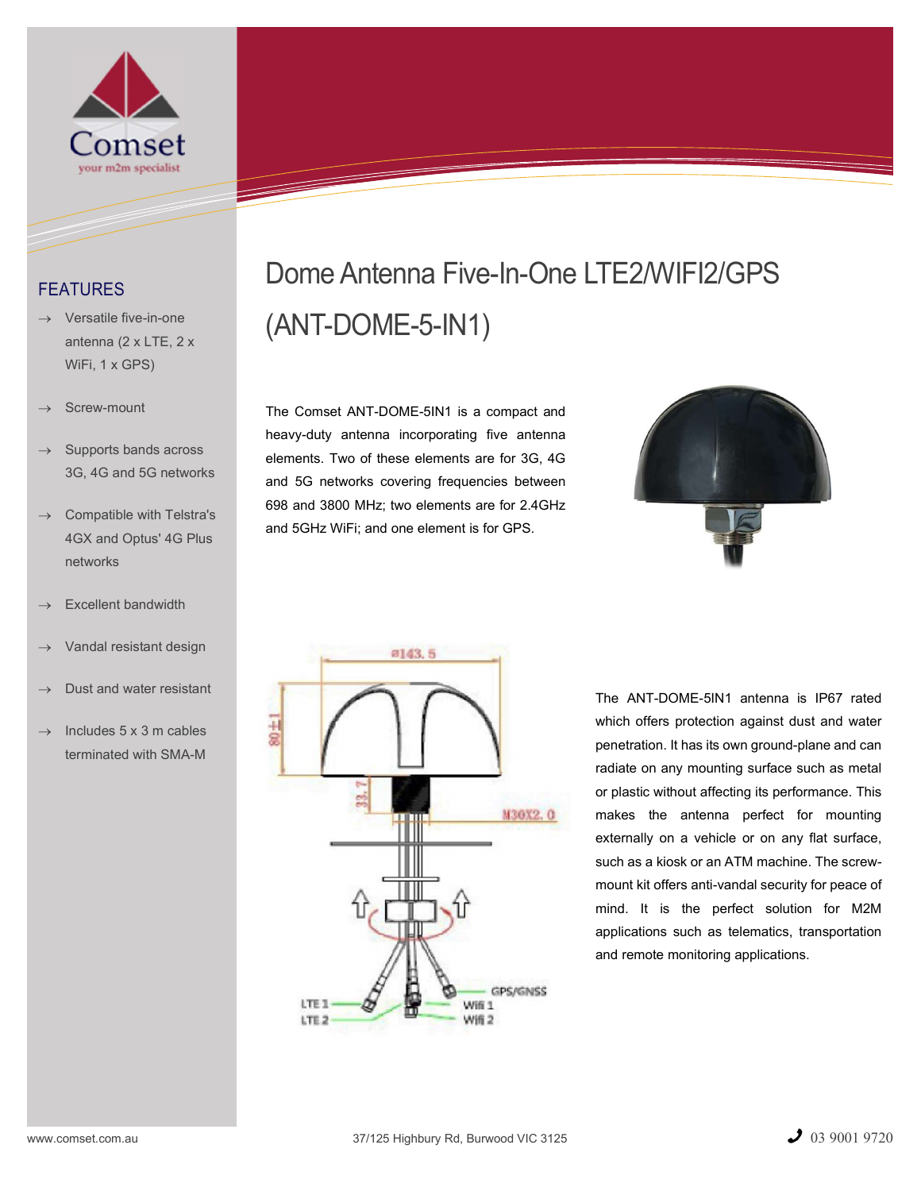# Dome Antenna Five-In-One LTE2/WIFI2/GPS (ANT-DOME-5-IN1)

## FEATURES

- → Versatile five-in-one antenna (2 x LTE, 2 x WiFi, 1 x GPS)
- → Screw-mount
- → Supports bands across 3G, 4G and 5G networks
- → Compatible with Telstra's 4GX and Optus' 4G Plus networks
- → Excellent bandwidth
- → Vandal resistant design
- → Dust and water resistant
- → Includes 5 x 3 m cables terminated with SMA-M

The Comset ANT-DOME-5IN1 is a compact and heavy-duty antenna incorporating five antenna elements. Two of these elements are for 3G, 4G and 5G networks covering frequencies between 698 and 3800 MHz; two elements are for 2.4GHz and 5GHz WiFi; and one element is for GPS.

The ANT-DOME-5IN1 antenna is IP67 rated which offers protection against dust and water penetration. It has its own ground-plane and can radiate on any mounting surface such as metal or plastic without affecting its performance. This makes the antenna perfect for mounting externally on a vehicle or on any flat surface, such as a kiosk or an ATM machine. The screw-mount kit offers anti-vandal security for peace of mind. It is the perfect solution for M2M applications such as telematics, transportation and remote monitoring applications.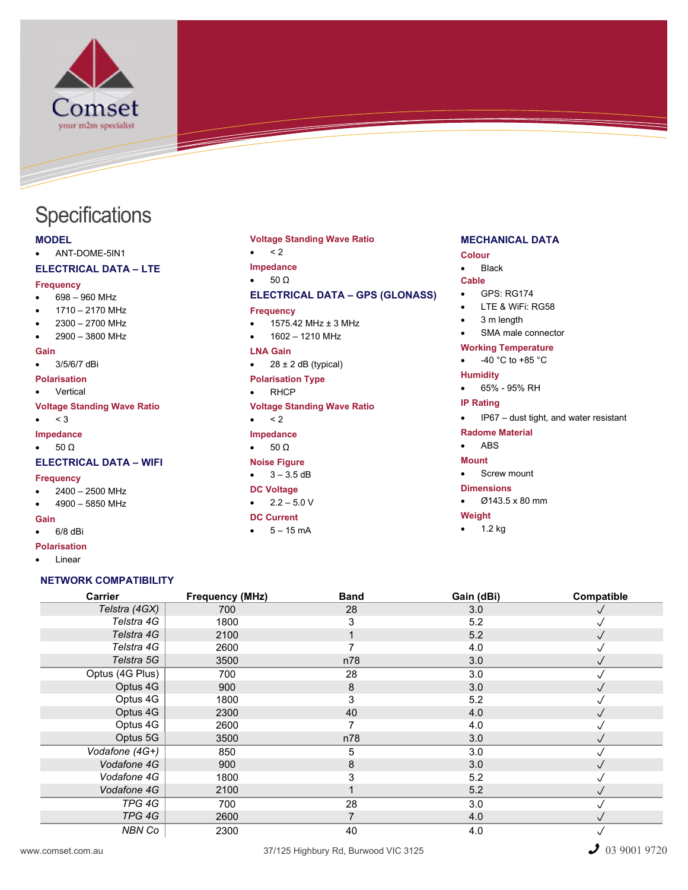# Specifications

## MODEL

- ANT-DOME-5IN1

## ELECTRICAL DATA – LTE

### Frequency

- 698 – 960 MHz
- 1710 – 2170 MHz
- 2300 – 2700 MHz
- 2900 – 3800 MHz

### Gain

- 3/5/6/7 dBi

### Polarisation

- Vertical

### Voltage Standing Wave Ratio

- < 3

### Impedance

- 50 Ω

## ELECTRICAL DATA – WIFI

### Frequency

- 2400 – 2500 MHz
- 4900 – 5850 MHz

### Gain

- 6/8 dBi

### Polarisation

- Linear

### Voltage Standing Wave Ratio

- < 2

### Impedance

- 50 Ω

## ELECTRICAL DATA – GPS (GLONASS)

### Frequency

- 1575.42 MHz ± 3 MHz
- 1602 – 1210 MHz

### LNA Gain

- 28 ± 2 dB (typical)

### Polarisation Type

- RHCP

### Voltage Standing Wave Ratio

- < 2

### Impedance

- 50 Ω

### Noise Figure

- 3 – 3.5 dB

### DC Voltage

- 2.2 – 5.0 V

### DC Current

- 5 – 15 mA

## MECHANICAL DATA

### Colour

- Black

### Cable

- GPS: RG174
- LTE & WiFi: RG58
- 3 m length
- SMA male connector

### Working Temperature

- -40 °C to +85 °C

### Humidity

- 65% - 95% RH

### IP Rating

- IP67 – dust tight, and water resistant

### Radome Material

- ABS

### Mount

- Screw mount

### Dimensions

- Ø143.5 x 80 mm

### Weight

- 1.2 kg

## NETWORK COMPATIBILITY

| Carrier | Frequency (MHz) | Band | Gain (dBi) | Compatible |
|---|---|---|---|---|
| *Telstra (4GX)* | 700 | 28 | 3.0 | ✓ |
| *Telstra 4G* | 1800 | 3 | 5.2 | ✓ |
| *Telstra 4G* | 2100 | 1 | 5.2 | ✓ |
| *Telstra 4G* | 2600 | 7 | 4.0 | ✓ |
| *Telstra 5G* | 3500 | n78 | 3.0 | ✓ |
| Optus (4G Plus) | 700 | 28 | 3.0 | ✓ |
| Optus 4G | 900 | 8 | 3.0 | ✓ |
| Optus 4G | 1800 | 3 | 5.2 | ✓ |
| Optus 4G | 2300 | 40 | 4.0 | ✓ |
| Optus 4G | 2600 | 7 | 4.0 | ✓ |
| Optus 5G | 3500 | n78 | 3.0 | ✓ |
| *Vodafone (4G+)* | 850 | 5 | 3.0 | ✓ |
| *Vodafone 4G* | 900 | 8 | 3.0 | ✓ |
| *Vodafone 4G* | 1800 | 3 | 5.2 | ✓ |
| *Vodafone 4G* | 2100 | 1 | 5.2 | ✓ |
| *TPG 4G* | 700 | 28 | 3.0 | ✓ |
| *TPG 4G* | 2600 | 7 | 4.0 | ✓ |
| *NBN Co* | 2300 | 40 | 4.0 | ✓ |